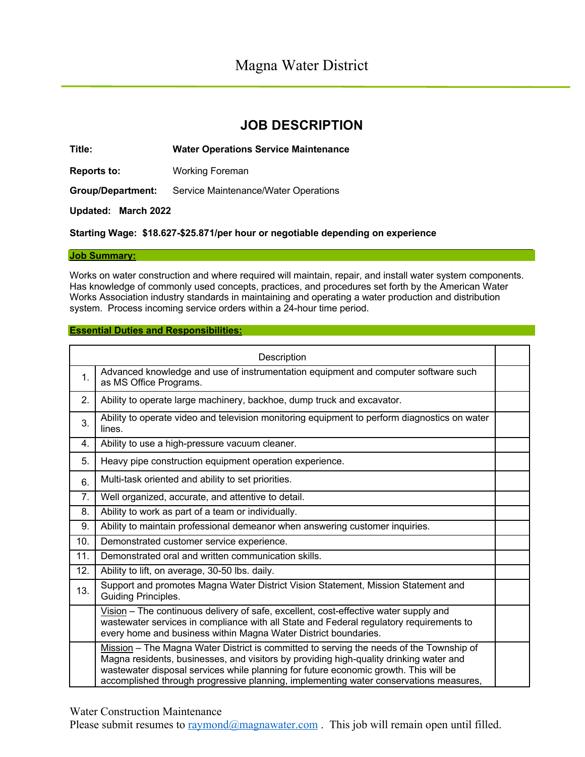# Magna Water District

## JOB DESCRIPTION

**Title:** **Water Operations Service Maintenance**

**Reports to:** Working Foreman

**Group/Department:** Service Maintenance/Water Operations

**Updated: March 2022**

**Starting Wage: $18.627-$25.871/per hour or negotiable depending on experience**

### Job Summary:

Works on water construction and where required will maintain, repair, and install water system components. Has knowledge of commonly used concepts, practices, and procedures set forth by the American Water Works Association industry standards in maintaining and operating a water production and distribution system. Process incoming service orders within a 24-hour time period.

### Essential Duties and Responsibilities:

| | Description | |
|---|---|---|
| 1. | Advanced knowledge and use of instrumentation equipment and computer software such as MS Office Programs. | |
| 2. | Ability to operate large machinery, backhoe, dump truck and excavator. | |
| 3. | Ability to operate video and television monitoring equipment to perform diagnostics on water lines. | |
| 4. | Ability to use a high-pressure vacuum cleaner. | |
| 5. | Heavy pipe construction equipment operation experience. | |
| 6. | Multi-task oriented and ability to set priorities. | |
| 7. | Well organized, accurate, and attentive to detail. | |
| 8. | Ability to work as part of a team or individually. | |
| 9. | Ability to maintain professional demeanor when answering customer inquiries. | |
| 10. | Demonstrated customer service experience. | |
| 11. | Demonstrated oral and written communication skills. | |
| 12. | Ability to lift, on average, 30-50 lbs. daily. | |
| 13. | Support and promotes Magna Water District Vision Statement, Mission Statement and Guiding Principles. | |
| | Vision – The continuous delivery of safe, excellent, cost-effective water supply and wastewater services in compliance with all State and Federal regulatory requirements to every home and business within Magna Water District boundaries. | |
| | Mission – The Magna Water District is committed to serving the needs of the Township of Magna residents, businesses, and visitors by providing high-quality drinking water and wastewater disposal services while planning for future economic growth. This will be accomplished through progressive planning, implementing water conservations measures, | |

Water Construction Maintenance
Please submit resumes to raymond@magnawater.com . This job will remain open until filled.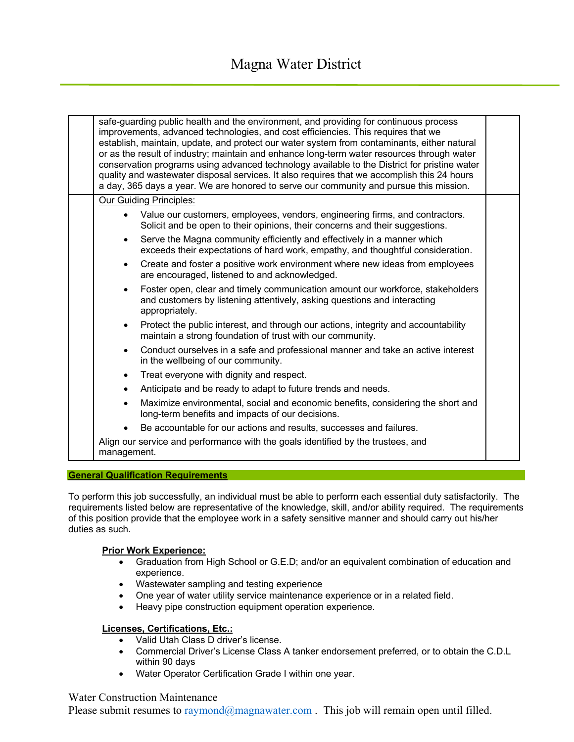safe-guarding public health and the environment, and providing for continuous process improvements, advanced technologies, and cost efficiencies. This requires that we establish, maintain, update, and protect our water system from contaminants, either natural or as the result of industry; maintain and enhance long-term water resources through water conservation programs using advanced technology available to the District for pristine water quality and wastewater disposal services. It also requires that we accomplish this 24 hours a day, 365 days a year. We are honored to serve our community and pursue this mission.

Our Guiding Principles:

- Value our customers, employees, vendors, engineering firms, and contractors. Solicit and be open to their opinions, their concerns and their suggestions.
- Serve the Magna community efficiently and effectively in a manner which exceeds their expectations of hard work, empathy, and thoughtful consideration.
- Create and foster a positive work environment where new ideas from employees are encouraged, listened to and acknowledged.
- Foster open, clear and timely communication amount our workforce, stakeholders and customers by listening attentively, asking questions and interacting appropriately.
- Protect the public interest, and through our actions, integrity and accountability maintain a strong foundation of trust with our community.
- Conduct ourselves in a safe and professional manner and take an active interest in the wellbeing of our community.
- Treat everyone with dignity and respect.
- Anticipate and be ready to adapt to future trends and needs.
- Maximize environmental, social and economic benefits, considering the short and long-term benefits and impacts of our decisions.
- Be accountable for our actions and results, successes and failures.

Align our service and performance with the goals identified by the trustees, and management.

## General Qualification Requirements

To perform this job successfully, an individual must be able to perform each essential duty satisfactorily. The requirements listed below are representative of the knowledge, skill, and/or ability required. The requirements of this position provide that the employee work in a safety sensitive manner and should carry out his/her duties as such.

**Prior Work Experience:**

- Graduation from High School or G.E.D; and/or an equivalent combination of education and experience.
- Wastewater sampling and testing experience
- One year of water utility service maintenance experience or in a related field.
- Heavy pipe construction equipment operation experience.

**Licenses, Certifications, Etc.:**

- Valid Utah Class D driver's license.
- Commercial Driver's License Class A tanker endorsement preferred, or to obtain the C.D.L within 90 days
- Water Operator Certification Grade I within one year.

Water Construction Maintenance
Please submit resumes to raymond@magnawater.com . This job will remain open until filled.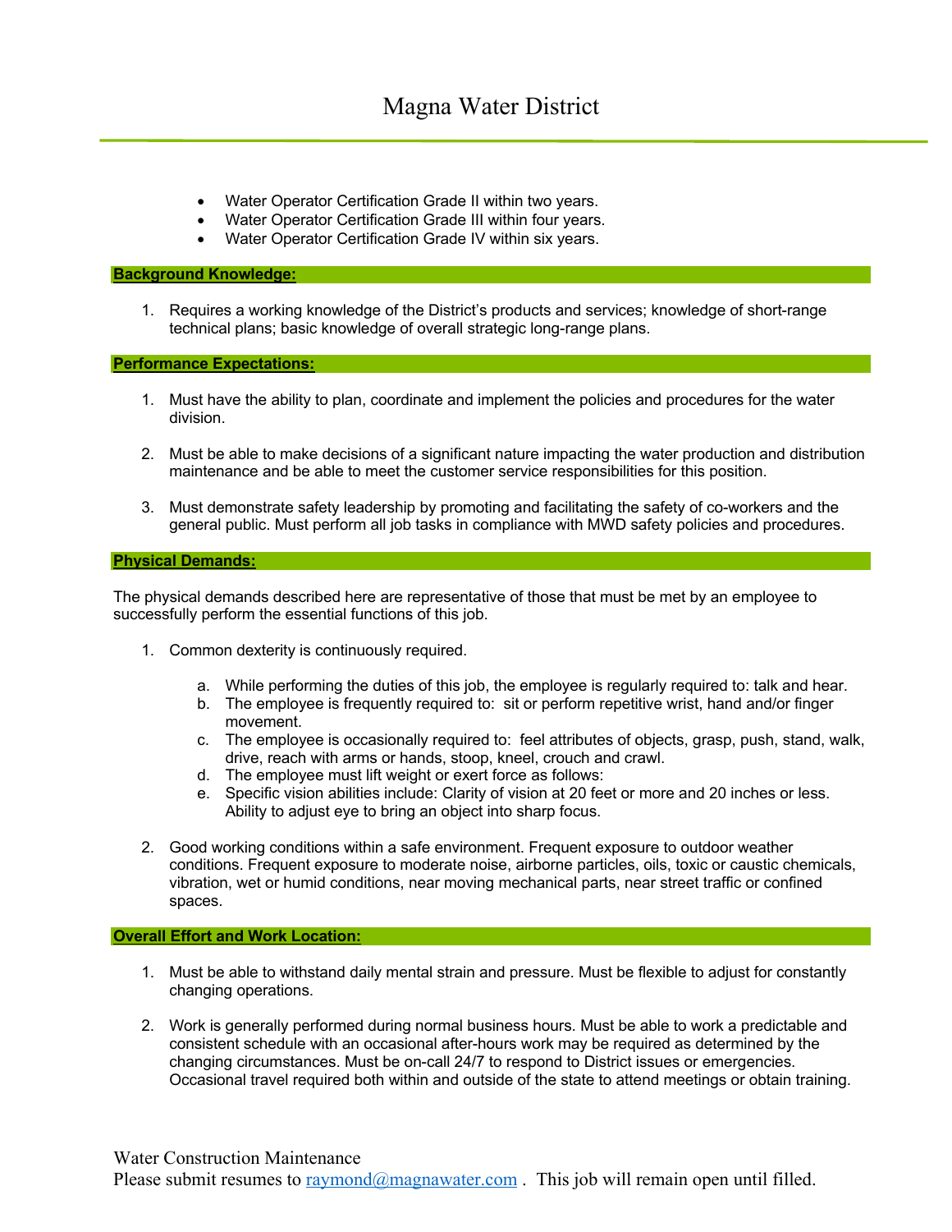- Water Operator Certification Grade II within two years.
- Water Operator Certification Grade III within four years.
- Water Operator Certification Grade IV within six years.

## Background Knowledge:

1. Requires a working knowledge of the District's products and services; knowledge of short-range technical plans; basic knowledge of overall strategic long-range plans.

## Performance Expectations:

1. Must have the ability to plan, coordinate and implement the policies and procedures for the water division.

2. Must be able to make decisions of a significant nature impacting the water production and distribution maintenance and be able to meet the customer service responsibilities for this position.

3. Must demonstrate safety leadership by promoting and facilitating the safety of co-workers and the general public. Must perform all job tasks in compliance with MWD safety policies and procedures.

## Physical Demands:

The physical demands described here are representative of those that must be met by an employee to successfully perform the essential functions of this job.

1. Common dexterity is continuously required.

   a. While performing the duties of this job, the employee is regularly required to: talk and hear.
   b. The employee is frequently required to: sit or perform repetitive wrist, hand and/or finger movement.
   c. The employee is occasionally required to: feel attributes of objects, grasp, push, stand, walk, drive, reach with arms or hands, stoop, kneel, crouch and crawl.
   d. The employee must lift weight or exert force as follows:
   e. Specific vision abilities include: Clarity of vision at 20 feet or more and 20 inches or less. Ability to adjust eye to bring an object into sharp focus.

2. Good working conditions within a safe environment. Frequent exposure to outdoor weather conditions. Frequent exposure to moderate noise, airborne particles, oils, toxic or caustic chemicals, vibration, wet or humid conditions, near moving mechanical parts, near street traffic or confined spaces.

## Overall Effort and Work Location:

1. Must be able to withstand daily mental strain and pressure. Must be flexible to adjust for constantly changing operations.

2. Work is generally performed during normal business hours. Must be able to work a predictable and consistent schedule with an occasional after-hours work may be required as determined by the changing circumstances. Must be on-call 24/7 to respond to District issues or emergencies. Occasional travel required both within and outside of the state to attend meetings or obtain training.

Water Construction Maintenance
Please submit resumes to raymond@magnawater.com . This job will remain open until filled.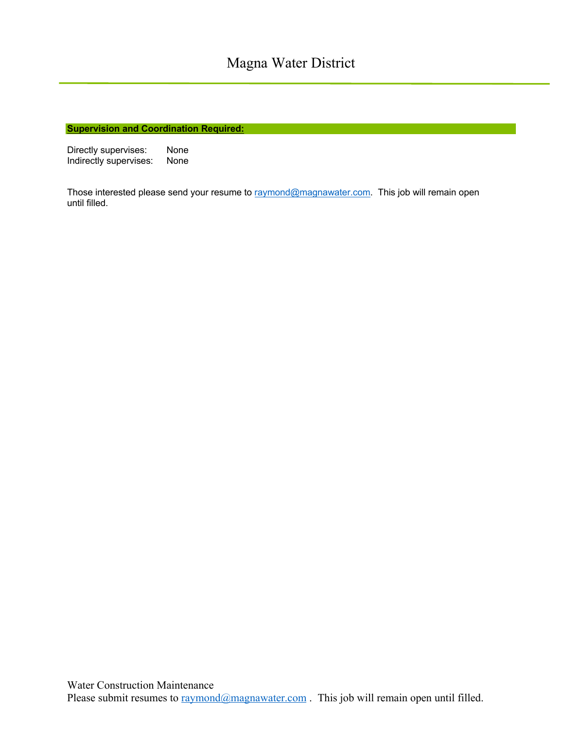**Supervision and Coordination Required:**

Directly supervises: None
Indirectly supervises: None

Those interested please send your resume to raymond@magnawater.com. This job will remain open until filled.